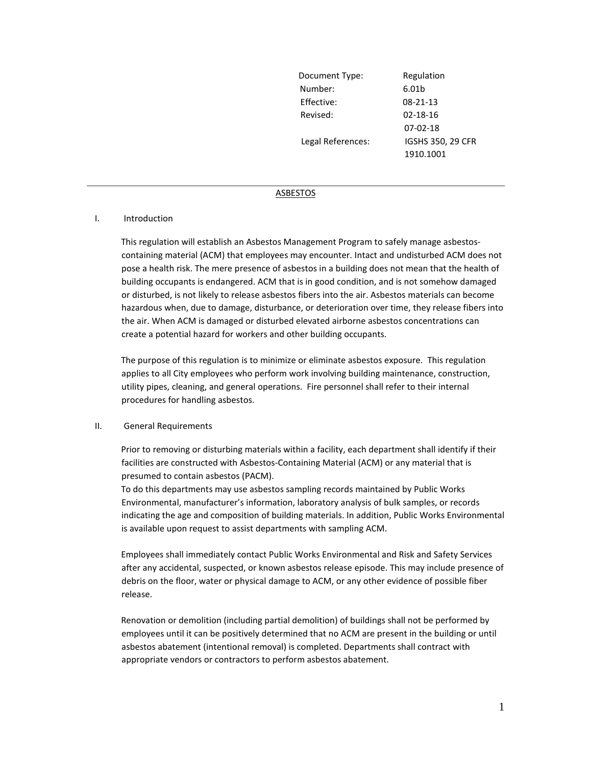| Document Type: | Regulation |
|---|---|
| Number: | 6.01b |
| Effective: | 08-21-13 |
| Revised: | 02-18-16 |
| | 07-02-18 |
| Legal References: | IGSHS 350, 29 CFR 1910.1001 |

# ASBESTOS

## I. Introduction

This regulation will establish an Asbestos Management Program to safely manage asbestos-containing material (ACM) that employees may encounter. Intact and undisturbed ACM does not pose a health risk. The mere presence of asbestos in a building does not mean that the health of building occupants is endangered. ACM that is in good condition, and is not somehow damaged or disturbed, is not likely to release asbestos fibers into the air. Asbestos materials can become hazardous when, due to damage, disturbance, or deterioration over time, they release fibers into the air. When ACM is damaged or disturbed elevated airborne asbestos concentrations can create a potential hazard for workers and other building occupants.

The purpose of this regulation is to minimize or eliminate asbestos exposure. This regulation applies to all City employees who perform work involving building maintenance, construction, utility pipes, cleaning, and general operations. Fire personnel shall refer to their internal procedures for handling asbestos.

## II. General Requirements

Prior to removing or disturbing materials within a facility, each department shall identify if their facilities are constructed with Asbestos-Containing Material (ACM) or any material that is presumed to contain asbestos (PACM).
To do this departments may use asbestos sampling records maintained by Public Works Environmental, manufacturer's information, laboratory analysis of bulk samples, or records indicating the age and composition of building materials. In addition, Public Works Environmental is available upon request to assist departments with sampling ACM.

Employees shall immediately contact Public Works Environmental and Risk and Safety Services after any accidental, suspected, or known asbestos release episode. This may include presence of debris on the floor, water or physical damage to ACM, or any other evidence of possible fiber release.

Renovation or demolition (including partial demolition) of buildings shall not be performed by employees until it can be positively determined that no ACM are present in the building or until asbestos abatement (intentional removal) is completed. Departments shall contract with appropriate vendors or contractors to perform asbestos abatement.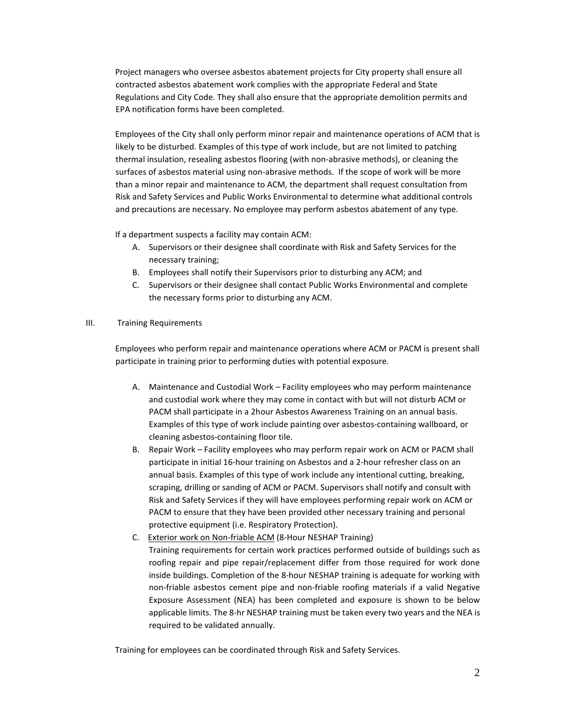Project managers who oversee asbestos abatement projects for City property shall ensure all contracted asbestos abatement work complies with the appropriate Federal and State Regulations and City Code. They shall also ensure that the appropriate demolition permits and EPA notification forms have been completed.

Employees of the City shall only perform minor repair and maintenance operations of ACM that is likely to be disturbed. Examples of this type of work include, but are not limited to patching thermal insulation, resealing asbestos flooring (with non-abrasive methods), or cleaning the surfaces of asbestos material using non-abrasive methods. If the scope of work will be more than a minor repair and maintenance to ACM, the department shall request consultation from Risk and Safety Services and Public Works Environmental to determine what additional controls and precautions are necessary. No employee may perform asbestos abatement of any type.

If a department suspects a facility may contain ACM:

A. Supervisors or their designee shall coordinate with Risk and Safety Services for the necessary training;
B. Employees shall notify their Supervisors prior to disturbing any ACM; and
C. Supervisors or their designee shall contact Public Works Environmental and complete the necessary forms prior to disturbing any ACM.

## III. Training Requirements

Employees who perform repair and maintenance operations where ACM or PACM is present shall participate in training prior to performing duties with potential exposure.

A. Maintenance and Custodial Work – Facility employees who may perform maintenance and custodial work where they may come in contact with but will not disturb ACM or PACM shall participate in a 2hour Asbestos Awareness Training on an annual basis. Examples of this type of work include painting over asbestos-containing wallboard, or cleaning asbestos-containing floor tile.
B. Repair Work – Facility employees who may perform repair work on ACM or PACM shall participate in initial 16-hour training on Asbestos and a 2-hour refresher class on an annual basis. Examples of this type of work include any intentional cutting, breaking, scraping, drilling or sanding of ACM or PACM. Supervisors shall notify and consult with Risk and Safety Services if they will have employees performing repair work on ACM or PACM to ensure that they have been provided other necessary training and personal protective equipment (i.e. Respiratory Protection).
C. <u>Exterior work on Non-friable ACM</u> (8-Hour NESHAP Training)
Training requirements for certain work practices performed outside of buildings such as roofing repair and pipe repair/replacement differ from those required for work done inside buildings. Completion of the 8-hour NESHAP training is adequate for working with non-friable asbestos cement pipe and non-friable roofing materials if a valid Negative Exposure Assessment (NEA) has been completed and exposure is shown to be below applicable limits. The 8-hr NESHAP training must be taken every two years and the NEA is required to be validated annually.

Training for employees can be coordinated through Risk and Safety Services.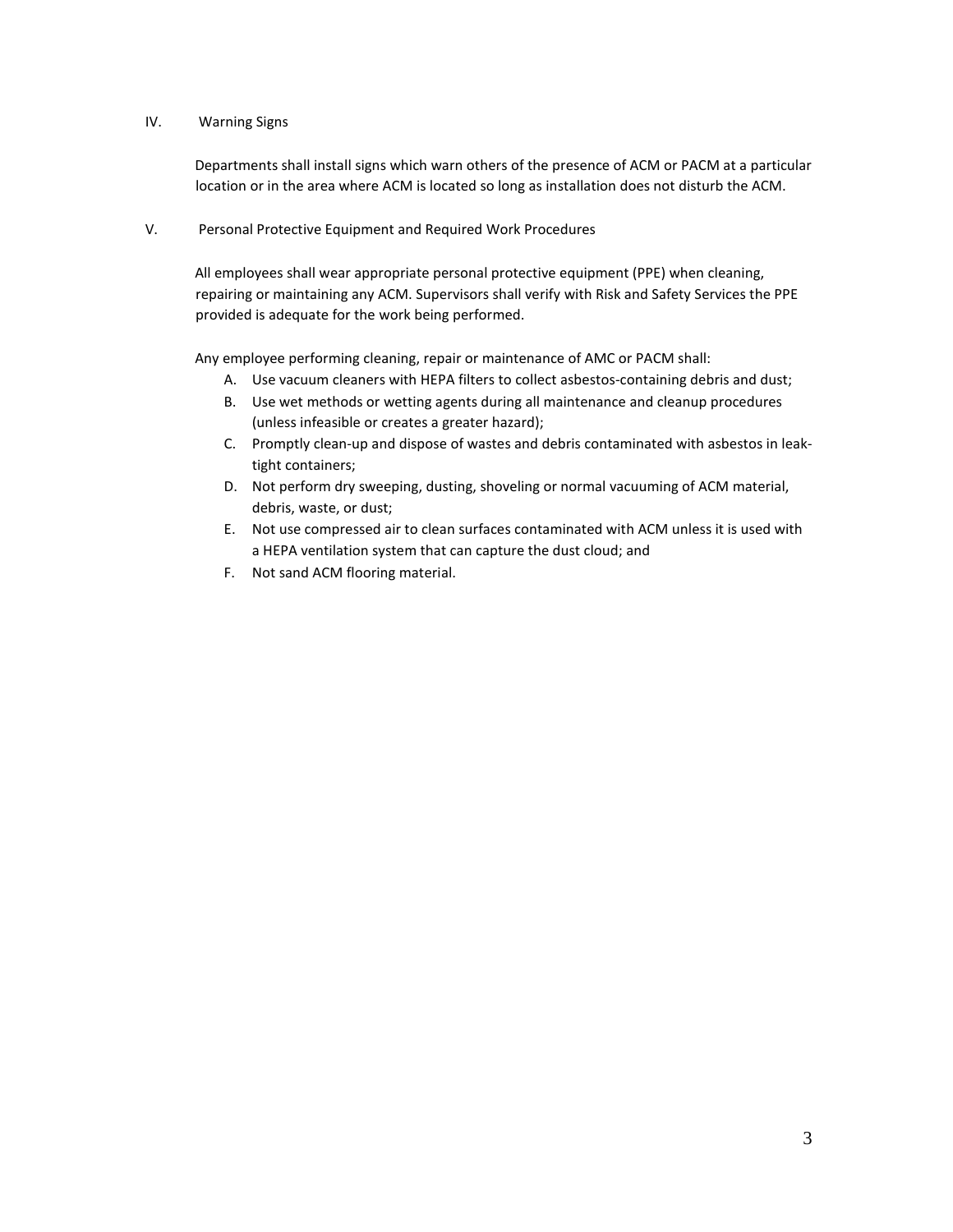## IV. Warning Signs

Departments shall install signs which warn others of the presence of ACM or PACM at a particular location or in the area where ACM is located so long as installation does not disturb the ACM.

## V. Personal Protective Equipment and Required Work Procedures

All employees shall wear appropriate personal protective equipment (PPE) when cleaning, repairing or maintaining any ACM. Supervisors shall verify with Risk and Safety Services the PPE provided is adequate for the work being performed.

Any employee performing cleaning, repair or maintenance of AMC or PACM shall:

A. Use vacuum cleaners with HEPA filters to collect asbestos-containing debris and dust;

B. Use wet methods or wetting agents during all maintenance and cleanup procedures (unless infeasible or creates a greater hazard);

C. Promptly clean-up and dispose of wastes and debris contaminated with asbestos in leak-tight containers;

D. Not perform dry sweeping, dusting, shoveling or normal vacuuming of ACM material, debris, waste, or dust;

E. Not use compressed air to clean surfaces contaminated with ACM unless it is used with a HEPA ventilation system that can capture the dust cloud; and

F. Not sand ACM flooring material.